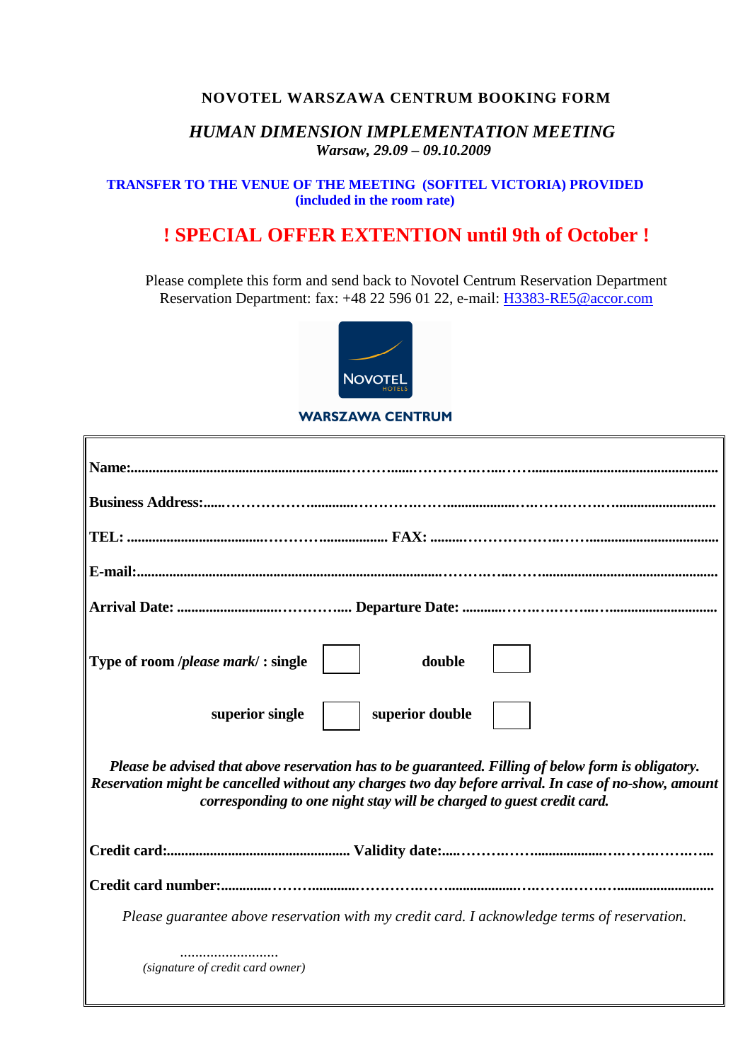**NOVOTEL WARSZAWA CENTRUM BOOKING FORM**

***HUMAN DIMENSION IMPLEMENTATION MEETING***
***Warsaw, 29.09 – 09.10.2009***

**TRANSFER TO THE VENUE OF THE MEETING (SOFITEL VICTORIA) PROVIDED**
**(included in the room rate)**

## ! SPECIAL OFFER EXTENTION until 9th of October !

Please complete this form and send back to Novotel Centrum Reservation Department
Reservation Department: fax: +48 22 596 01 22, e-mail: H3383-RE5@accor.com

NOVOTEL HOTELS
WARSZAWA CENTRUM

**Name:**..................................................................................................................................

**Business Address:**...................................................................................................................

**TEL:** .......................................... **FAX:** ............................................................

**E-mail:**...................................................................................................................................

**Arrival Date:** ........................................ **Departure Date:** .............................................

**Type of room /*please mark*/ : single** ☐ **double** ☐

**superior single** ☐ **superior double** ☐

***Please be advised that above reservation has to be guaranteed. Filling of below form is obligatory. Reservation might be cancelled without any charges two day before arrival. In case of no-show, amount corresponding to one night stay will be charged to guest credit card.***

**Credit card:**.................................................. **Validity date:**.............................................

**Credit card number:**..............................................................................................................

*Please guarantee above reservation with my credit card. I acknowledge terms of reservation.*

.........................
*(signature of credit card owner)*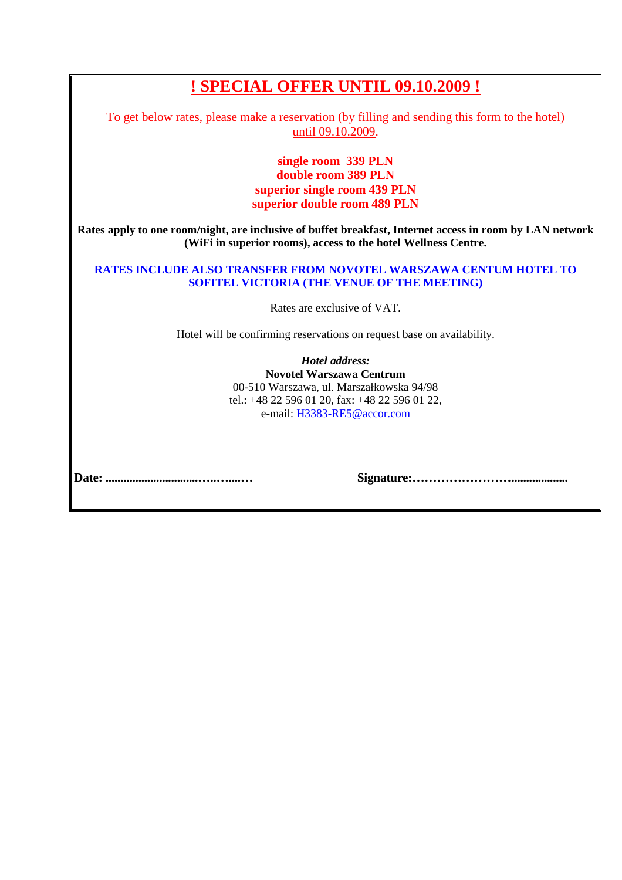# ! SPECIAL OFFER UNTIL 09.10.2009 !

To get below rates, please make a reservation (by filling and sending this form to the hotel) until 09.10.2009.

**single room 339 PLN**
**double room 389 PLN**
**superior single room 439 PLN**
**superior double room 489 PLN**

**Rates apply to one room/night, are inclusive of buffet breakfast, Internet access in room by LAN network (WiFi in superior rooms), access to the hotel Wellness Centre.**

**RATES INCLUDE ALSO TRANSFER FROM NOVOTEL WARSZAWA CENTUM HOTEL TO SOFITEL VICTORIA (THE VENUE OF THE MEETING)**

Rates are exclusive of VAT.

Hotel will be confirming reservations on request base on availability.

***Hotel address:***
**Novotel Warszawa Centrum**
00-510 Warszawa, ul. Marszałkowska 94/98
tel.: +48 22 596 01 20, fax: +48 22 596 01 22,
e-mail: H3383-RE5@accor.com

**Date: ...............................…..…....…** **Signature:……………………...................**